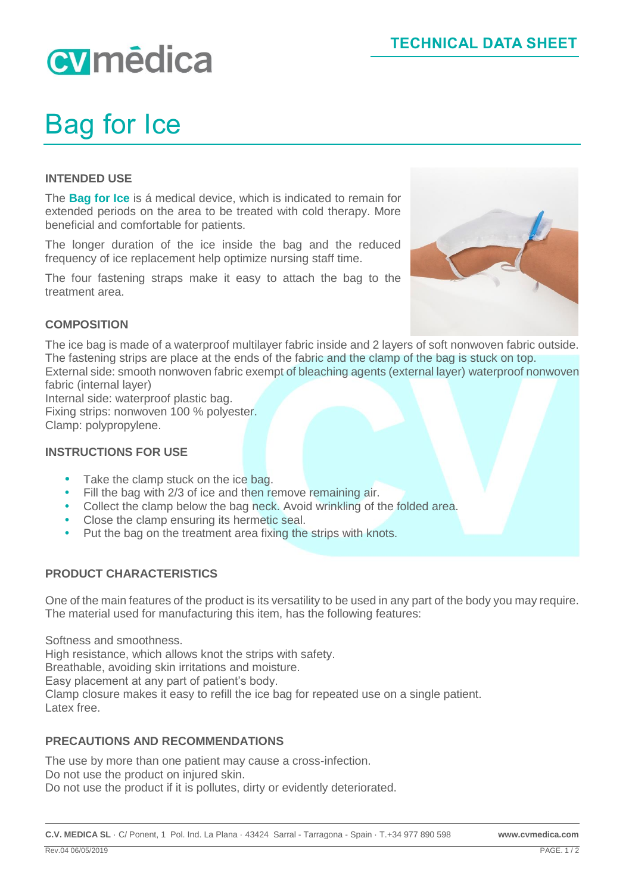# Bag for Ice

TECHNICAL DATA SHEET

## INTENDED USE

The **Bag for Ice** is á medical device, which is indicated to remain for extended periods on the area to be treated with cold therapy. More beneficial and comfortable for patients.

The longer duration of the ice inside the bag and the reduced frequency of ice replacement help optimize nursing staff time.

The four fastening straps make it easy to attach the bag to the treatment area.

## COMPOSITION

The ice bag is made of a waterproof multilayer fabric inside and 2 layers of soft nonwoven fabric outside. The fastening strips are place at the ends of the fabric and the clamp of the bag is stuck on top.
External side: smooth nonwoven fabric exempt of bleaching agents (external layer) waterproof nonwoven fabric (internal layer)
Internal side: waterproof plastic bag.
Fixing strips: nonwoven 100 % polyester.
Clamp: polypropylene.

## INSTRUCTIONS FOR USE

- Take the clamp stuck on the ice bag.
- Fill the bag with 2/3 of ice and then remove remaining air.
- Collect the clamp below the bag neck. Avoid wrinkling of the folded area.
- Close the clamp ensuring its hermetic seal.
- Put the bag on the treatment area fixing the strips with knots.

## PRODUCT CHARACTERISTICS

One of the main features of the product is its versatility to be used in any part of the body you may require. The material used for manufacturing this item, has the following features:

Softness and smoothness.
High resistance, which allows knot the strips with safety.
Breathable, avoiding skin irritations and moisture.
Easy placement at any part of patient's body.
Clamp closure makes it easy to refill the ice bag for repeated use on a single patient.
Latex free.

## PRECAUTIONS AND RECOMMENDATIONS

The use by more than one patient may cause a cross-infection.
Do not use the product on injured skin.
Do not use the product if it is pollutes, dirty or evidently deteriorated.

**C.V. MEDICA SL** · C/ Ponent, 1 Pol. Ind. La Plana · 43424 Sarral - Tarragona - Spain · T.+34 977 890 598 **www.cvmedica.com**

Rev.04 06/05/2019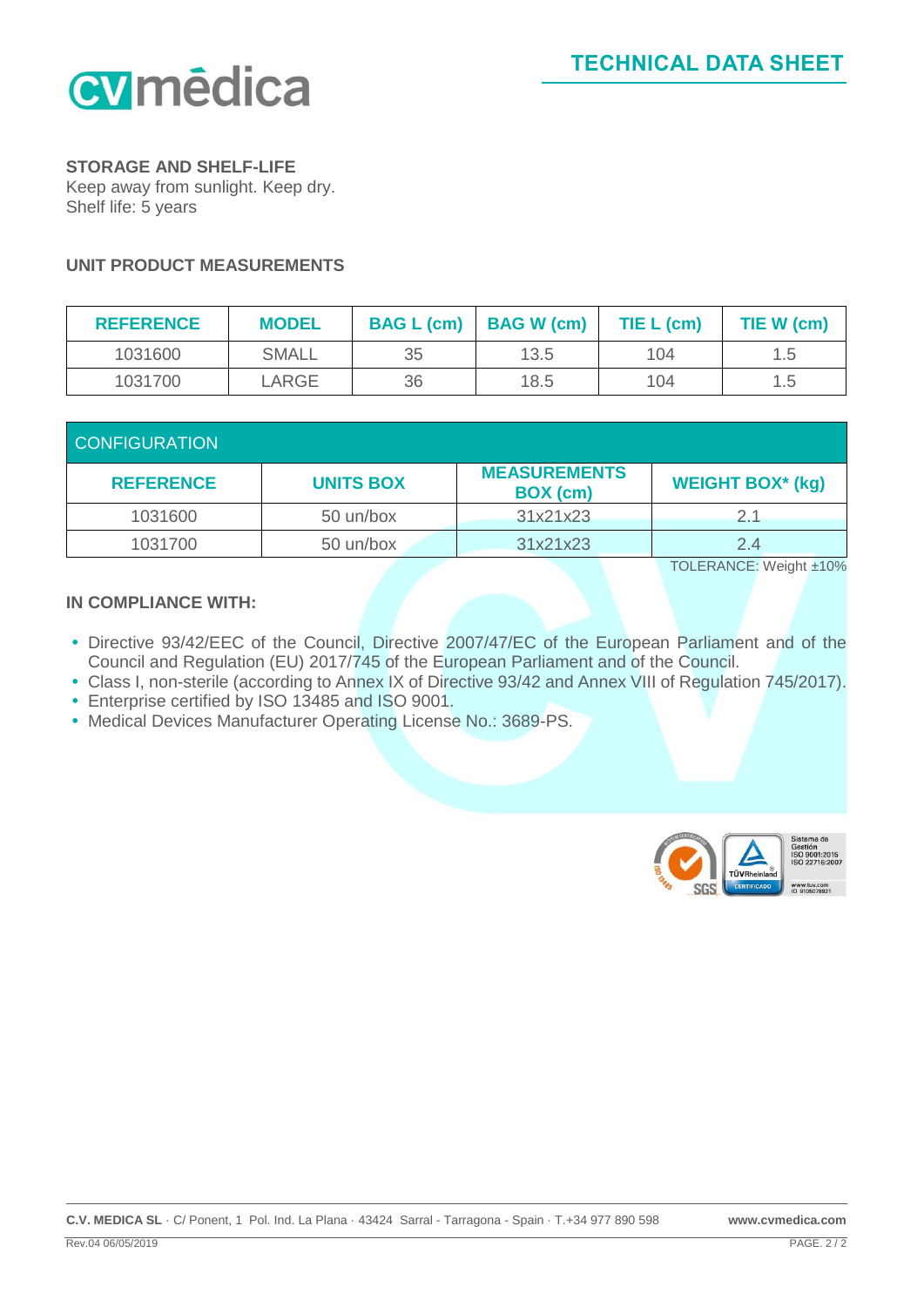## TECHNICAL DATA SHEET

### STORAGE AND SHELF-LIFE

Keep away from sunlight. Keep dry.
Shelf life: 5 years

### UNIT PRODUCT MEASUREMENTS

| REFERENCE | MODEL | BAG L (cm) | BAG W (cm) | TIE L (cm) | TIE W (cm) |
|---|---|---|---|---|---|
| 1031600 | SMALL | 35 | 13.5 | 104 | 1.5 |
| 1031700 | LARGE | 36 | 18.5 | 104 | 1.5 |

### CONFIGURATION

| REFERENCE | UNITS BOX | MEASUREMENTS BOX (cm) | WEIGHT BOX* (kg) |
|---|---|---|---|
| 1031600 | 50 un/box | 31x21x23 | 2.1 |
| 1031700 | 50 un/box | 31x21x23 | 2.4 |

TOLERANCE: Weight ±10%

### IN COMPLIANCE WITH:

- Directive 93/42/EEC of the Council, Directive 2007/47/EC of the European Parliament and of the Council and Regulation (EU) 2017/745 of the European Parliament and of the Council.
- Class I, non-sterile (according to Annex IX of Directive 93/42 and Annex VIII of Regulation 745/2017).
- Enterprise certified by ISO 13485 and ISO 9001.
- Medical Devices Manufacturer Operating License No.: 3689-PS.

Sistema de Gestión ISO 9001:2015 ISO 22716:2007
www.tuv.com ID 9105078921

**C.V. MEDICA SL** · C/ Ponent, 1 Pol. Ind. La Plana · 43424 Sarral - Tarragona - Spain · T.+34 977 890 598 **www.cvmedica.com**

Rev.04 06/05/2019